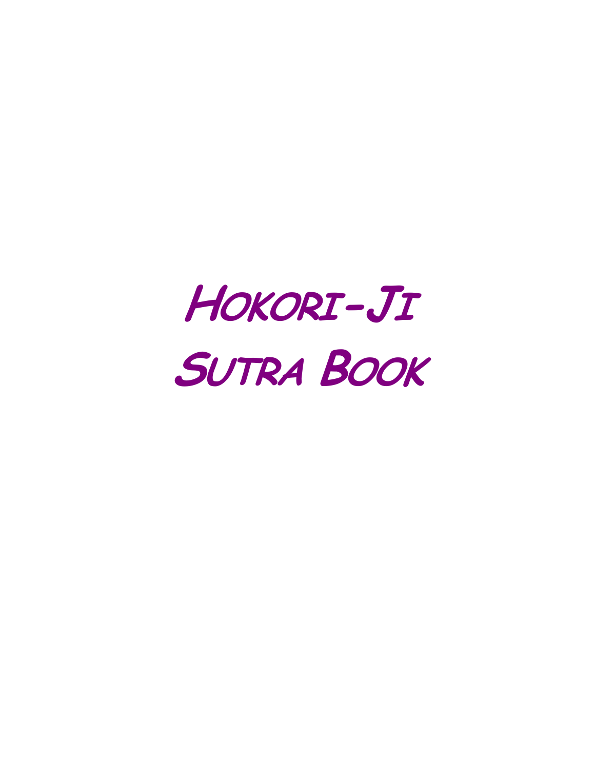# Hokori-Ji Sutra Book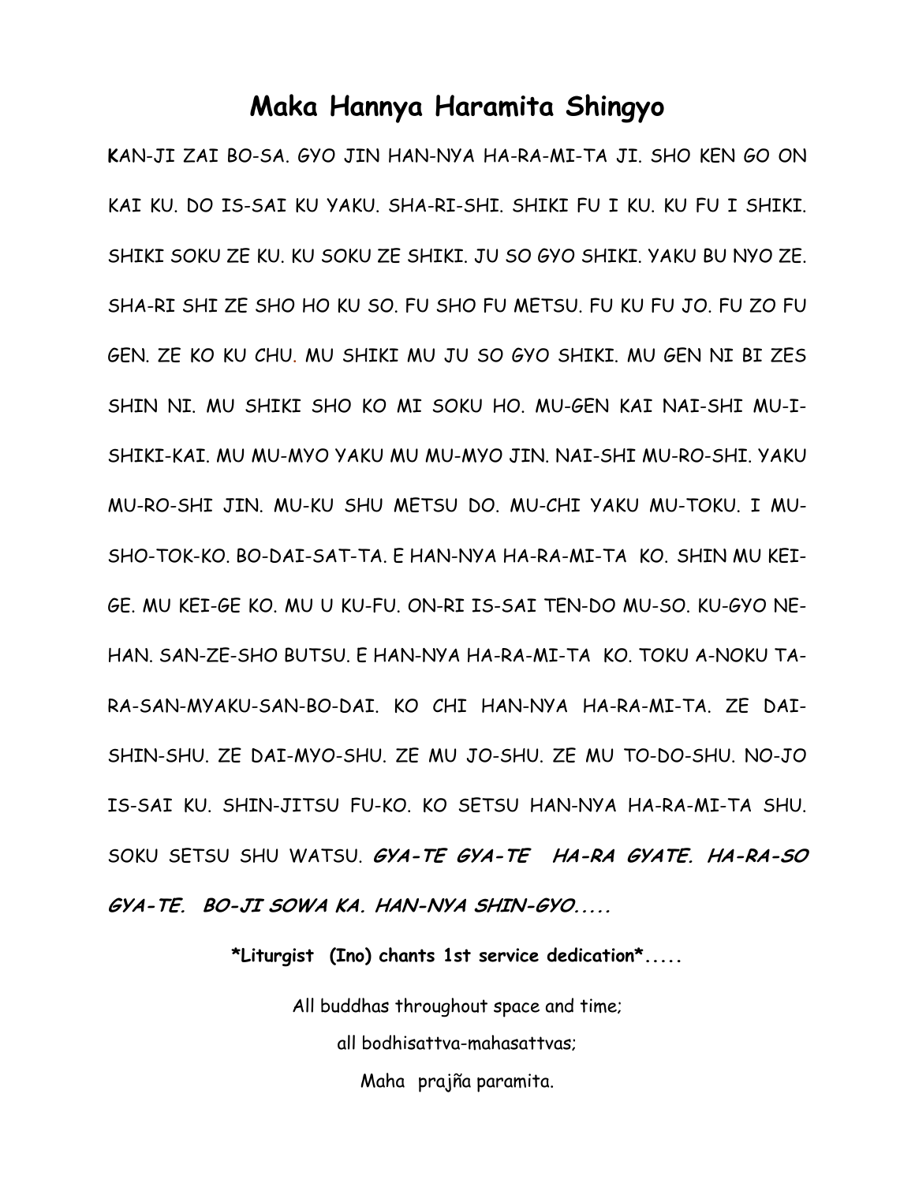# Maka Hannya Haramita Shingyo

**K**AN-JI ZAI BO-SA. GYO JIN HAN-NYA HA-RA-MI-TA JI. SHO KEN GO ON KAI KU. DO IS-SAI KU YAKU. SHA-RI-SHI. SHIKI FU I KU. KU FU I SHIKI. SHIKI SOKU ZE KU. KU SOKU ZE SHIKI. JU SO GYO SHIKI. YAKU BU NYO ZE. SHA-RI SHI ZE SHO HO KU SO. FU SHO FU METSU. FU KU FU JO. FU ZO FU GEN. ZE KO KU CHU. MU SHIKI MU JU SO GYO SHIKI. MU GEN NI BI ZES SHIN NI. MU SHIKI SHO KO MI SOKU HO. MU-GEN KAI NAI-SHI MU-I-SHIKI-KAI. MU MU-MYO YAKU MU MU-MYO JIN. NAI-SHI MU-RO-SHI. YAKU MU-RO-SHI JIN. MU-KU SHU METSU DO. MU-CHI YAKU MU-TOKU. I MU-SHO-TOK-KO. BO-DAI-SAT-TA. E HAN-NYA HA-RA-MI-TA KO. SHIN MU KEI-GE. MU KEI-GE KO. MU U KU-FU. ON-RI IS-SAI TEN-DO MU-SO. KU-GYO NE-HAN. SAN-ZE-SHO BUTSU. E HAN-NYA HA-RA-MI-TA KO. TOKU A-NOKU TA-RA-SAN-MYAKU-SAN-BO-DAI. KO CHI HAN-NYA HA-RA-MI-TA. ZE DAI-SHIN-SHU. ZE DAI-MYO-SHU. ZE MU JO-SHU. ZE MU TO-DO-SHU. NO-JO IS-SAI KU. SHIN-JITSU FU-KO. KO SETSU HAN-NYA HA-RA-MI-TA SHU. SOKU SETSU SHU WATSU. ***GYA-TE GYA-TE HA-RA GYATE. HA-RA-SO GYA-TE. BO-JI SOWA KA. HAN-NYA SHIN-GYO.....***

**\*Liturgist (Ino) chants 1st service dedication\*.....**

All buddhas throughout space and time;

all bodhisattva-mahasattvas;

Maha prajña paramita.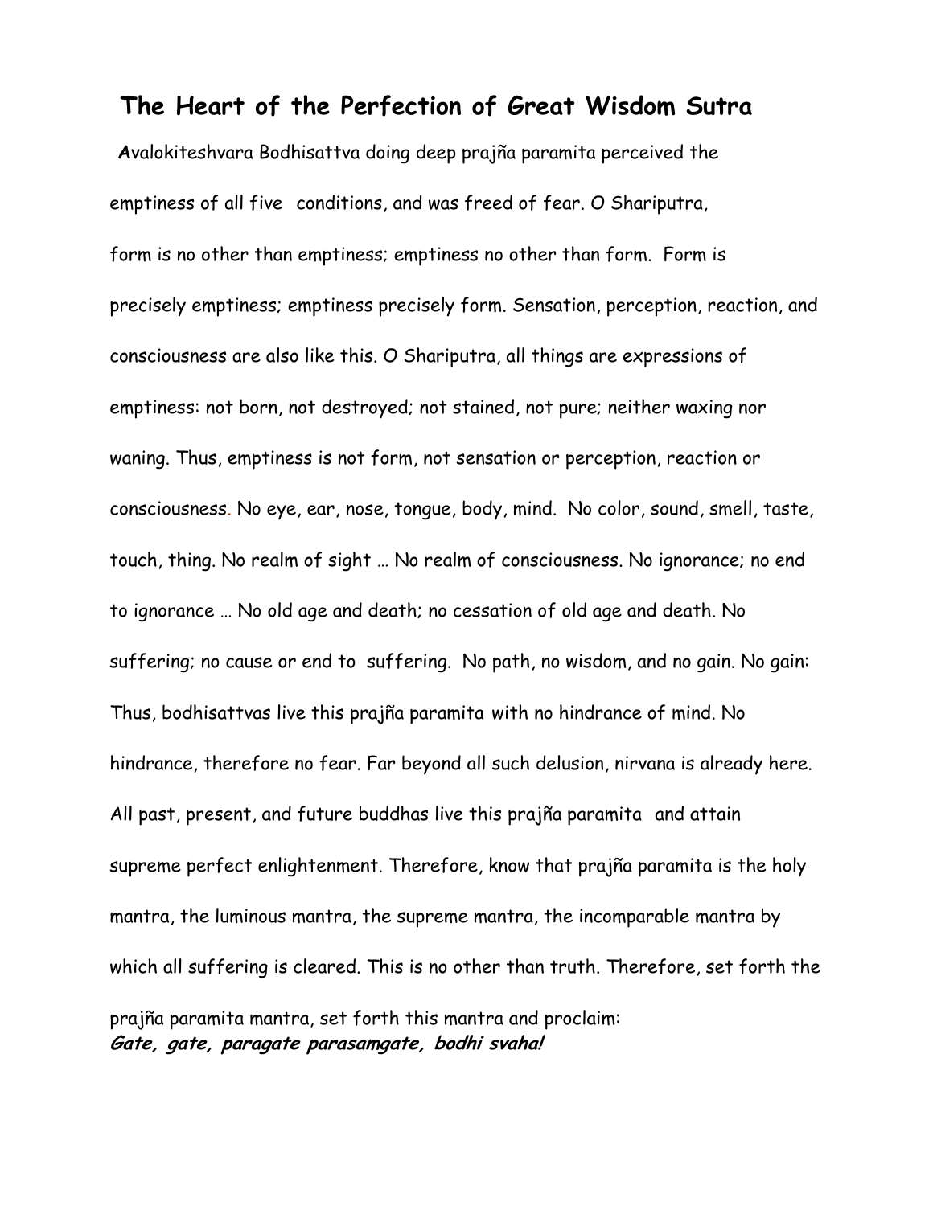# The Heart of the Perfection of Great Wisdom Sutra

**A**valokiteshvara Bodhisattva doing deep prajña paramita perceived the emptiness of all five conditions, and was freed of fear. O Shariputra, form is no other than emptiness; emptiness no other than form. Form is precisely emptiness; emptiness precisely form. Sensation, perception, reaction, and consciousness are also like this. O Shariputra, all things are expressions of emptiness: not born, not destroyed; not stained, not pure; neither waxing nor waning. Thus, emptiness is not form, not sensation or perception, reaction or consciousness. No eye, ear, nose, tongue, body, mind. No color, sound, smell, taste, touch, thing. No realm of sight … No realm of consciousness. No ignorance; no end to ignorance … No old age and death; no cessation of old age and death. No suffering; no cause or end to suffering. No path, no wisdom, and no gain. No gain: Thus, bodhisattvas live this prajña paramita with no hindrance of mind. No hindrance, therefore no fear. Far beyond all such delusion, nirvana is already here. All past, present, and future buddhas live this prajña paramita and attain supreme perfect enlightenment. Therefore, know that prajña paramita is the holy mantra, the luminous mantra, the supreme mantra, the incomparable mantra by which all suffering is cleared. This is no other than truth. Therefore, set forth the prajña paramita mantra, set forth this mantra and proclaim:

***Gate, gate, paragate parasamgate, bodhi svaha!***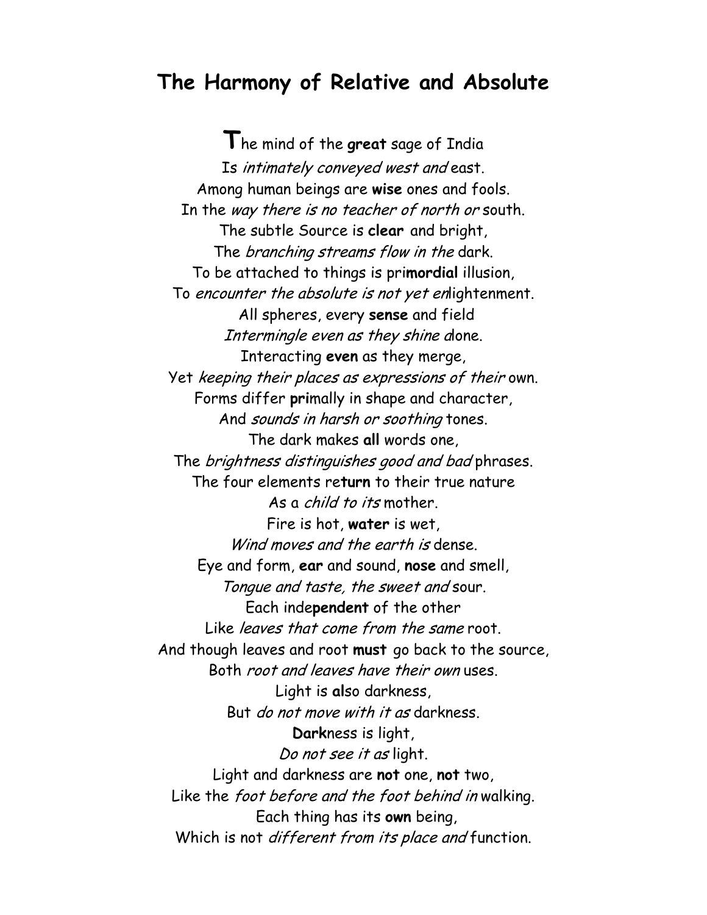# The Harmony of Relative and Absolute

The mind of the **great** sage of India
Is *intimately conveyed west and* east.
Among human beings are **wise** ones and fools.
In the *way there is no teacher of north or* south.
The subtle Source is **clear** and bright,
The *branching streams flow in the* dark.
To be attached to things is pri**mordial** illusion,
To *encounter the absolute is not yet en*lightenment.
All spheres, every **sense** and field
*Intermingle even as they shine a*lone.
Interacting **even** as they merge,
Yet *keeping their places as expressions of their* own.
Forms differ **pri**mally in shape and character,
And *sounds in harsh or soothing* tones.
The dark makes **all** words one,
The *brightness distinguishes good and bad* phrases.
The four elements re**turn** to their true nature
As a *child to its* mother.
Fire is hot, **water** is wet,
*Wind moves and the earth is* dense.
Eye and form, **ear** and sound, **nose** and smell,
*Tongue and taste, the sweet and* sour.
Each inde**pendent** of the other
Like *leaves that come from the same* root.
And though leaves and root **must** go back to the source,
Both *root and leaves have their own* uses.
Light is **al**so darkness,
But *do not move with it as* darkness.
**Dark**ness is light,
*Do not see it as* light.
Light and darkness are **not** one, **not** two,
Like the *foot before and the foot behind in* walking.
Each thing has its **own** being,
Which is not *different from its place and* function.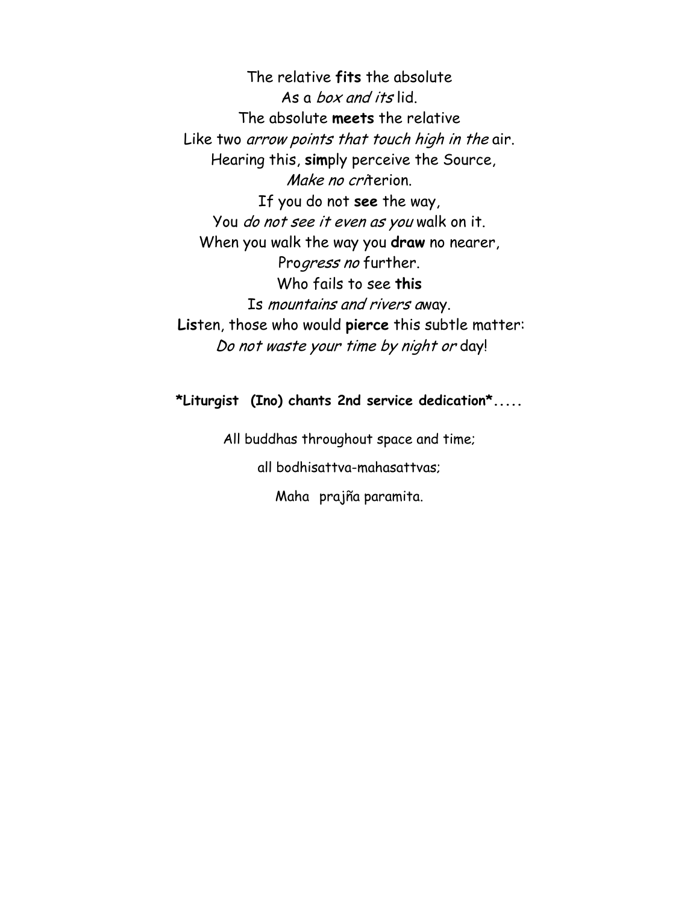The relative **fits** the absolute  
As a *box and its* lid.  
The absolute **meets** the relative  
Like two *arrow points that touch high in the* air.  
Hearing this, **sim**ply perceive the Source,  
*Make no cri*terion.  
If you do not **see** the way,  
You *do not see it even as you* walk on it.  
When you walk the way you **draw** no nearer,  
Pro*gress no* further.  
Who fails to see **this**  
Is *mountains and rivers a*way.  
**Lis**ten, those who would **pierce** this subtle matter:  
*Do not waste your time by night or* day!

***Liturgist (Ino) chants 2nd service dedication*.....**

All buddhas throughout space and time;

all bodhisattva-mahasattvas;

Maha prajña paramita.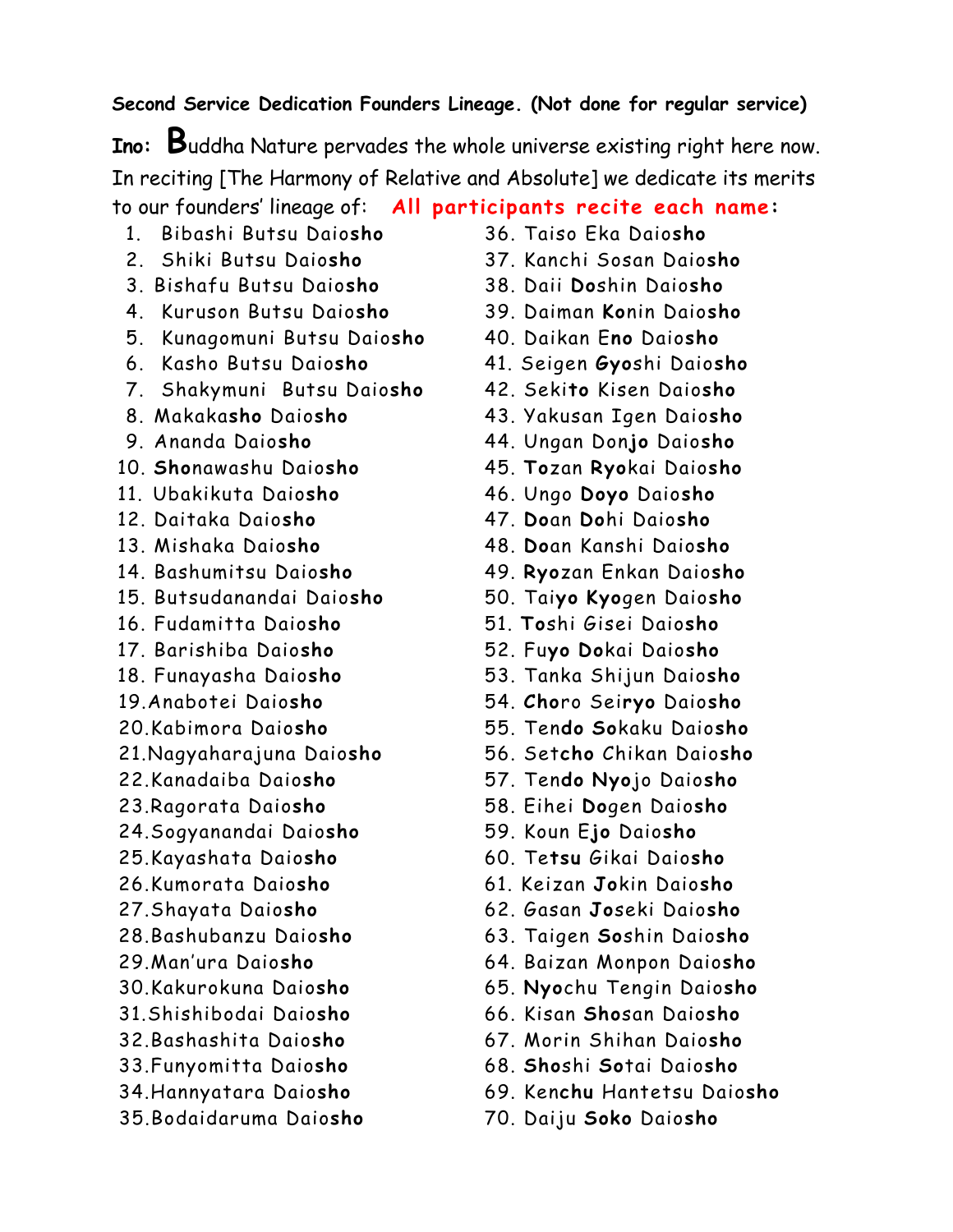**Second Service Dedication Founders Lineage. (Not done for regular service)**

**Ino:** **B**uddha Nature pervades the whole universe existing right here now. In reciting [The Harmony of Relative and Absolute] we dedicate its merits to our founders' lineage of: **All participants recite each name:**

1. Bibashi Butsu Daio**sho**
2. Shiki Butsu Daio**sho**
3. Bishafu Butsu Daio**sho**
4. Kuruson Butsu Daio**sho**
5. Kunagomuni Butsu Daio**sho**
6. Kasho Butsu Daio**sho**
7. Shakymuni Butsu Daio**sho**
8. Makaka**sho** Daio**sho**
9. Ananda Daio**sho**
10. **Sho**nawashu Daio**sho**
11. Ubakikuta Daio**sho**
12. Daitaka Daio**sho**
13. Mishaka Daio**sho**
14. Bashumitsu Daio**sho**
15. Butsudanandai Daio**sho**
16. Fudamitta Daio**sho**
17. Barishiba Daio**sho**
18. Funayasha Daio**sho**
19. Anabotei Daio**sho**
20. Kabimora Daio**sho**
21. Nagyaharajuna Daio**sho**
22. Kanadaiba Daio**sho**
23. Ragorata Daio**sho**
24. Sogyanandai Daio**sho**
25. Kayashata Daio**sho**
26. Kumorata Daio**sho**
27. Shayata Daio**sho**
28. Bashubanzu Daio**sho**
29. Man'ura Daio**sho**
30. Kakurokuna Daio**sho**
31. Shishibodai Daio**sho**
32. Bashashita Daio**sho**
33. Funyomitta Daio**sho**
34. Hannyatara Daio**sho**
35. Bodaidaruma Daio**sho**
36. Taiso Eka Daio**sho**
37. Kanchi Sosan Daio**sho**
38. Daii **Do**shin Daio**sho**
39. Daiman **Ko**nin Daio**sho**
40. Daikan E**no** Daio**sho**
41. Seigen **Gyo**shi Daio**sho**
42. Seki**to** Kisen Daio**sho**
43. Yakusan Igen Daio**sho**
44. Ungan Don**jo** Daio**sho**
45. **To**zan **Ryo**kai Daio**sho**
46. Ungo **Doyo** Daio**sho**
47. **Do**an **Do**hi Daio**sho**
48. **Do**an Kanshi Daio**sho**
49. **Ryo**zan Enkan Daio**sho**
50. Tai**yo** **Kyo**gen Daio**sho**
51. **To**shi Gisei Daio**sho**
52. Fu**yo** **Do**kai Daio**sho**
53. Tanka Shijun Daio**sho**
54. **Cho**ro Sei**ryo** Daio**sho**
55. Ten**do** **So**kaku Daio**sho**
56. Set**cho** Chikan Daio**sho**
57. Ten**do** **Nyo**jo Daio**sho**
58. Eihei **Do**gen Daio**sho**
59. Koun E**jo** Daio**sho**
60. Te**tsu** Gikai Daio**sho**
61. Keizan **Jo**kin Daio**sho**
62. Gasan **Jo**seki Daio**sho**
63. Taigen **So**shin Daio**sho**
64. Baizan Monpon Daio**sho**
65. **Nyo**chu Tengin Daio**sho**
66. Kisan **Sho**san Daio**sho**
67. Morin Shihan Daio**sho**
68. **Sho**shi **So**tai Daio**sho**
69. Ken**chu** Hantetsu Daio**sho**
70. Daiju **Soko** Daio**sho**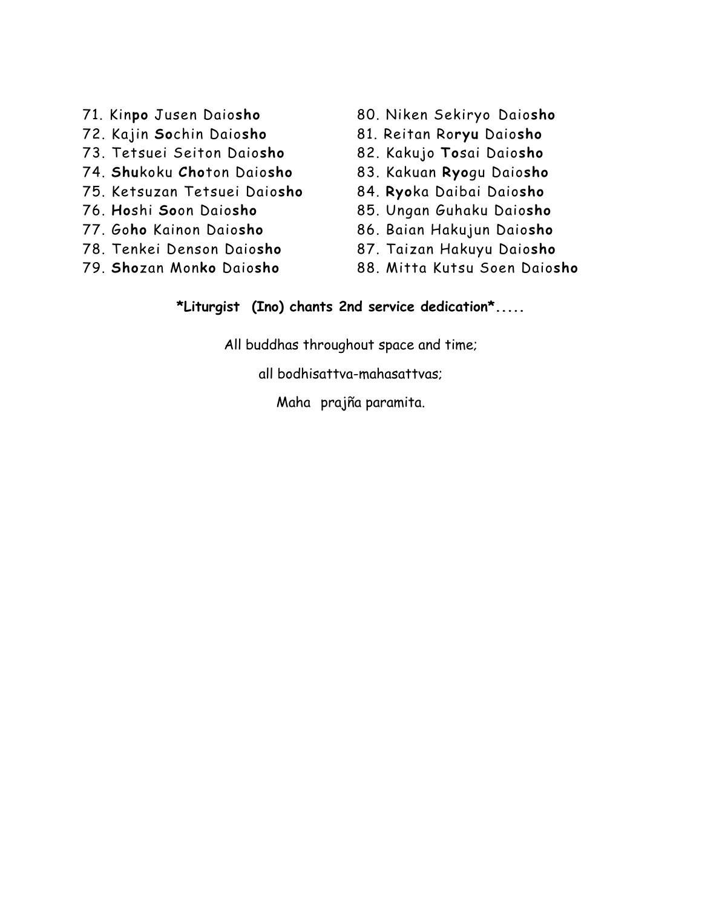71. Kin**po** Jusen Daio**sho**
72. Kajin **So**chin Daio**sho**
73. Tetsuei Seiton Daio**sho**
74. **Shu**koku **Cho**ton Daio**sho**
75. Ketsuzan Tetsuei Daio**sho**
76. **Ho**shi **So**on Daio**sho**
77. Go**ho** Kainon Daio**sho**
78. Tenkei Denson Daio**sho**
79. **Sho**zan Mon**ko** Daio**sho**
80. Niken Sekiryo Daio**sho**
81. Reitan Ro**ryu** Daio**sho**
82. Kakujo **To**sai Daio**sho**
83. Kakuan **Ryo**gu Daio**sho**
84. **Ryo**ka Daibai Daio**sho**
85. Ungan Guhaku Daio**sho**
86. Baian Hakujun Daio**sho**
87. Taizan Hakuyu Daio**sho**
88. Mitta Kutsu Soen Daio**sho**

**\*Liturgist (Ino) chants 2nd service dedication\*.....**

All buddhas throughout space and time;

all bodhisattva-mahasattvas;

Maha prajña paramita.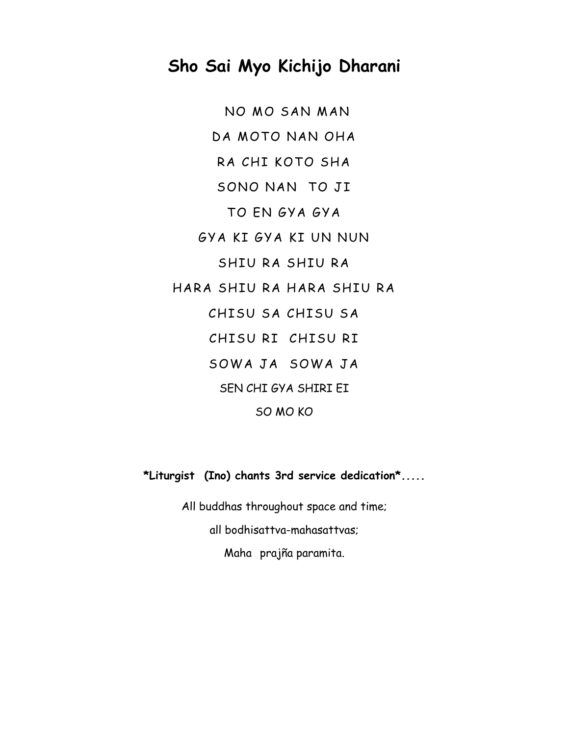# Sho Sai Myo Kichijo Dharani

NO MO SAN MAN

DA MOTO NAN OHA

RA CHI KOTO SHA

SONO NAN TO JI

TO EN GYA GYA

GYA KI GYA KI UN NUN

SHIU RA SHIU RA

HARA SHIU RA HARA SHIU RA

CHISU SA CHISU SA

CHISU RI CHISU RI

SOWA JA SOWA JA

SEN CHI GYA SHIRI EI

SO MO KO

**\*Liturgist (Ino) chants 3rd service dedication\***.....

All buddhas throughout space and time;

all bodhisattva-mahasattvas;

Maha prajña paramita.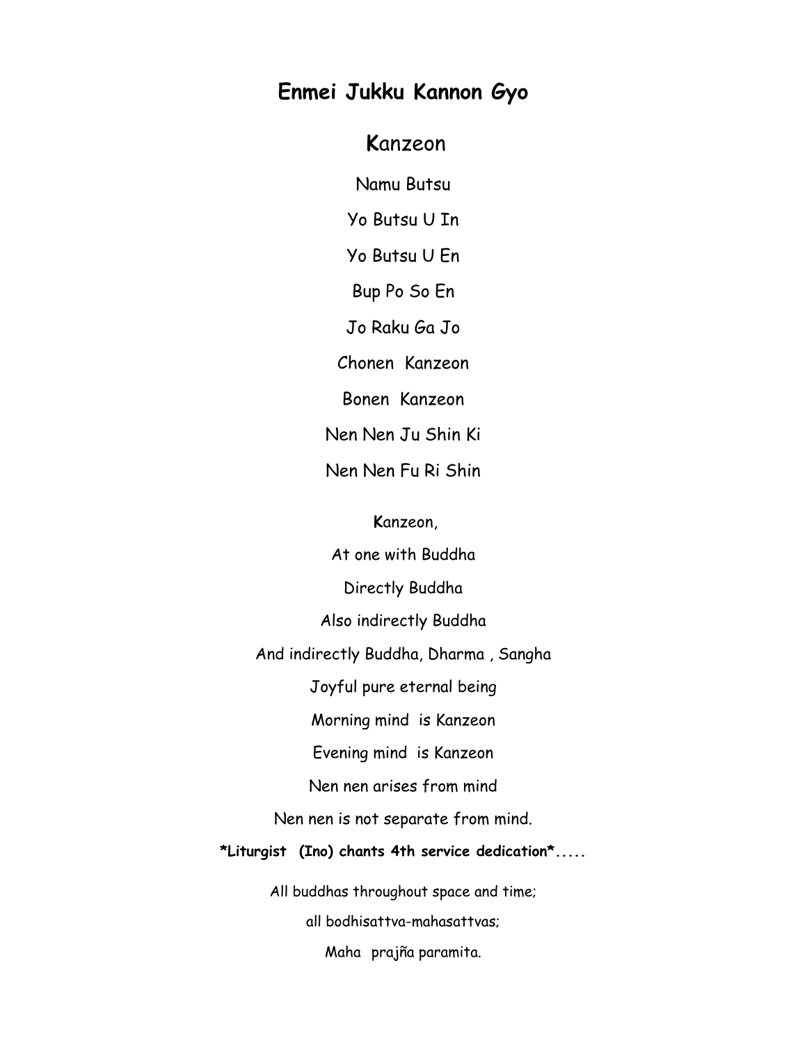# Enmei Jukku Kannon Gyo

## Kanzeon

Namu Butsu

Yo Butsu U In

Yo Butsu U En

Bup Po So En

Jo Raku Ga Jo

Chonen  Kanzeon

Bonen  Kanzeon

Nen Nen Ju Shin Ki

Nen Nen Fu Ri Shin

**K**anzeon,

At one with Buddha

Directly Buddha

Also indirectly Buddha

And indirectly Buddha, Dharma , Sangha

Joyful pure eternal being

Morning mind  is Kanzeon

Evening mind  is Kanzeon

Nen nen arises from mind

Nen nen is not separate from mind.

***Liturgist  (Ino) chants 4th service dedication***.....

All buddhas throughout space and time;

all bodhisattva-mahasattvas;

Maha  prajña paramita.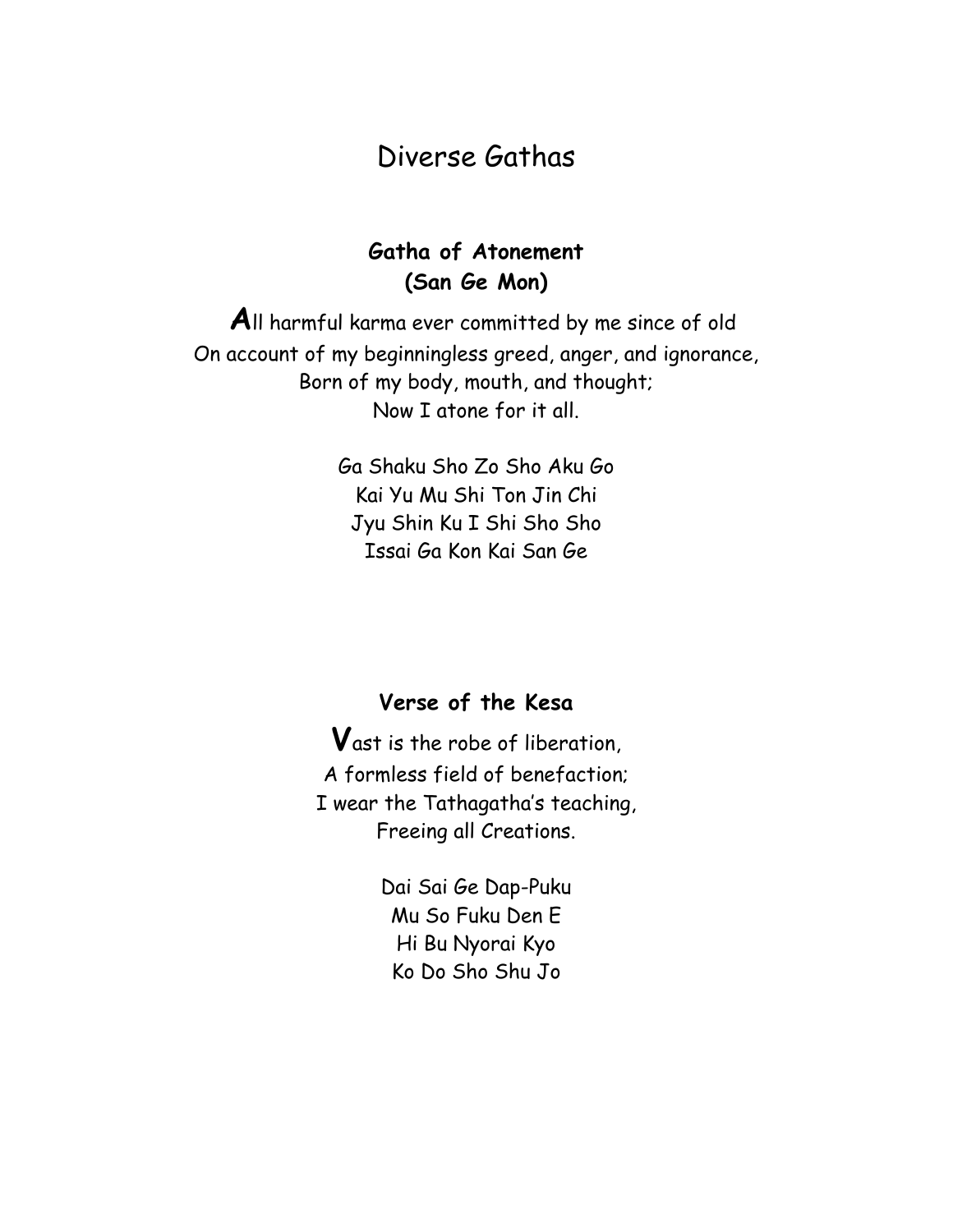# Diverse Gathas

## Gatha of Atonement
## (San Ge Mon)

All harmful karma ever committed by me since of old
On account of my beginningless greed, anger, and ignorance,
Born of my body, mouth, and thought;
Now I atone for it all.

Ga Shaku Sho Zo Sho Aku Go
Kai Yu Mu Shi Ton Jin Chi
Jyu Shin Ku I Shi Sho Sho
Issai Ga Kon Kai San Ge

## Verse of the Kesa

Vast is the robe of liberation,
A formless field of benefaction;
I wear the Tathagatha's teaching,
Freeing all Creations.

Dai Sai Ge Dap-Puku
Mu So Fuku Den E
Hi Bu Nyorai Kyo
Ko Do Sho Shu Jo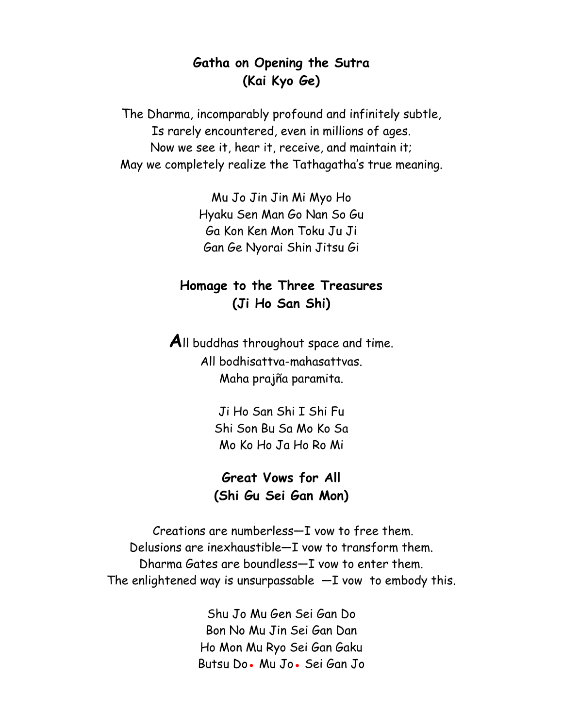## Gatha on Opening the Sutra
## (Kai Kyo Ge)

The Dharma, incomparably profound and infinitely subtle,
Is rarely encountered, even in millions of ages.
Now we see it, hear it, receive, and maintain it;
May we completely realize the Tathagatha's true meaning.

Mu Jo Jin Jin Mi Myo Ho
Hyaku Sen Man Go Nan So Gu
Ga Kon Ken Mon Toku Ju Ji
Gan Ge Nyorai Shin Jitsu Gi

## Homage to the Three Treasures
## (Ji Ho San Shi)

***A***ll buddhas throughout space and time.
All bodhisattva-mahasattvas.
Maha prajña paramita.

Ji Ho San Shi I Shi Fu
Shi Son Bu Sa Mo Ko Sa
Mo Ko Ho Ja Ho Ro Mi

## Great Vows for All
## (Shi Gu Sei Gan Mon)

Creations are numberless—I vow to free them.
Delusions are inexhaustible—I vow to transform them.
Dharma Gates are boundless—I vow to enter them.
The enlightened way is unsurpassable —I vow to embody this.

Shu Jo Mu Gen Sei Gan Do
Bon No Mu Jin Sei Gan Dan
Ho Mon Mu Ryo Sei Gan Gaku
Butsu Do• Mu Jo• Sei Gan Jo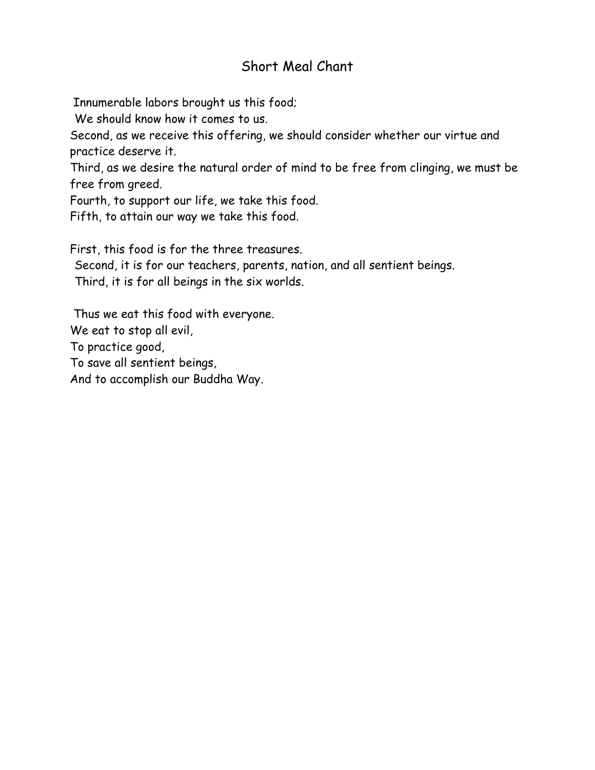# Short Meal Chant

Innumerable labors brought us this food;
We should know how it comes to us.
Second, as we receive this offering, we should consider whether our virtue and practice deserve it.
Third, as we desire the natural order of mind to be free from clinging, we must be free from greed.
Fourth, to support our life, we take this food.
Fifth, to attain our way we take this food.

First, this food is for the three treasures.
Second, it is for our teachers, parents, nation, and all sentient beings.
Third, it is for all beings in the six worlds.

Thus we eat this food with everyone.
We eat to stop all evil,
To practice good,
To save all sentient beings,
And to accomplish our Buddha Way.